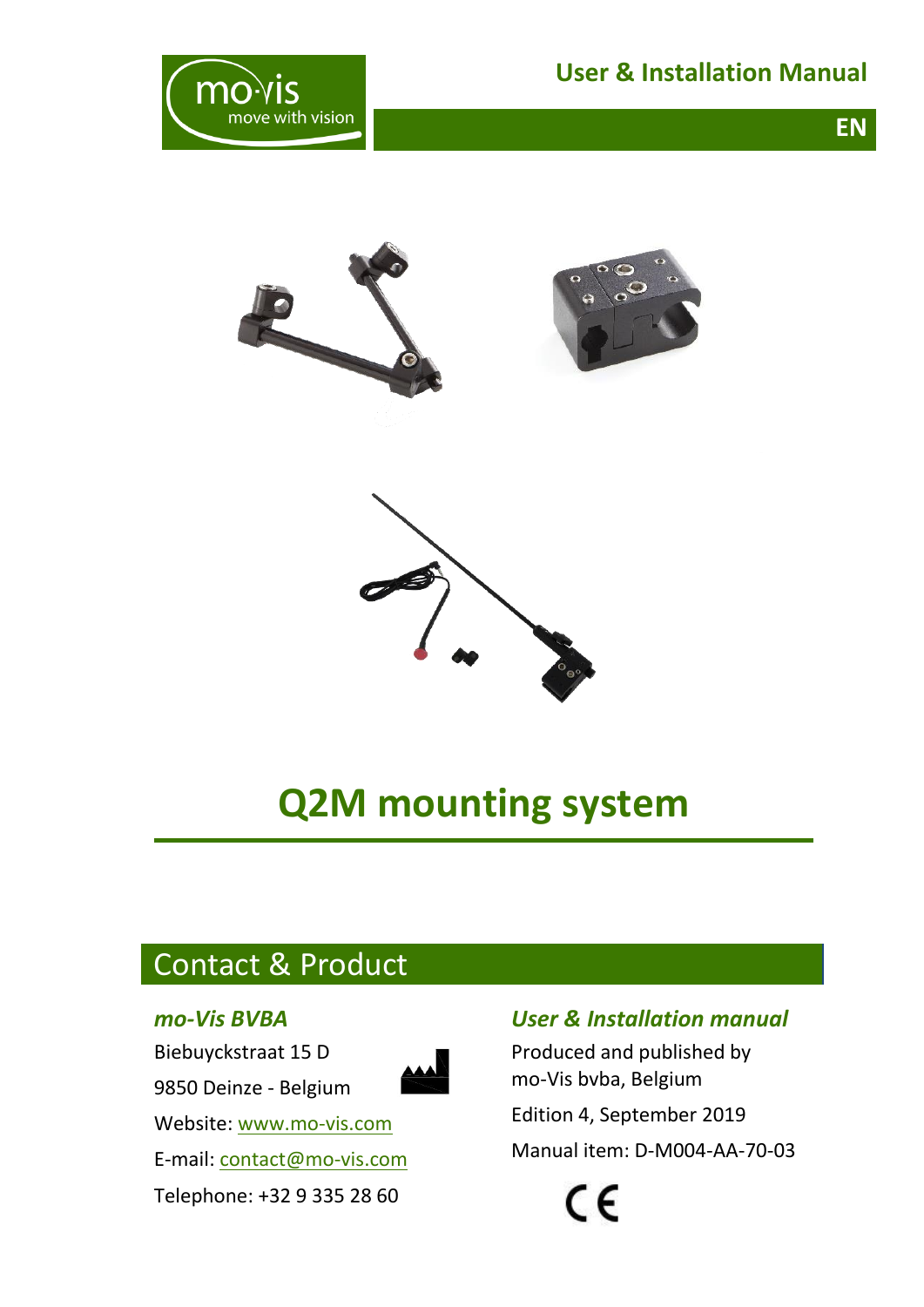mo·vis
move with vision

User & Installation Manual

EN

# Q2M mounting system

## Contact & Product

### *mo-Vis BVBA*

Biebuyckstraat 15 D

9850 Deinze - Belgium

Website: [www.mo-vis.com](http://www.mo-vis.com)

E-mail: [contact@mo-vis.com](mailto:contact@mo-vis.com)

Telephone: +32 9 335 28 60

### *User & Installation manual*

Produced and published by
mo-Vis bvba, Belgium

Edition 4, September 2019

Manual item: D-M004-AA-70-03

CE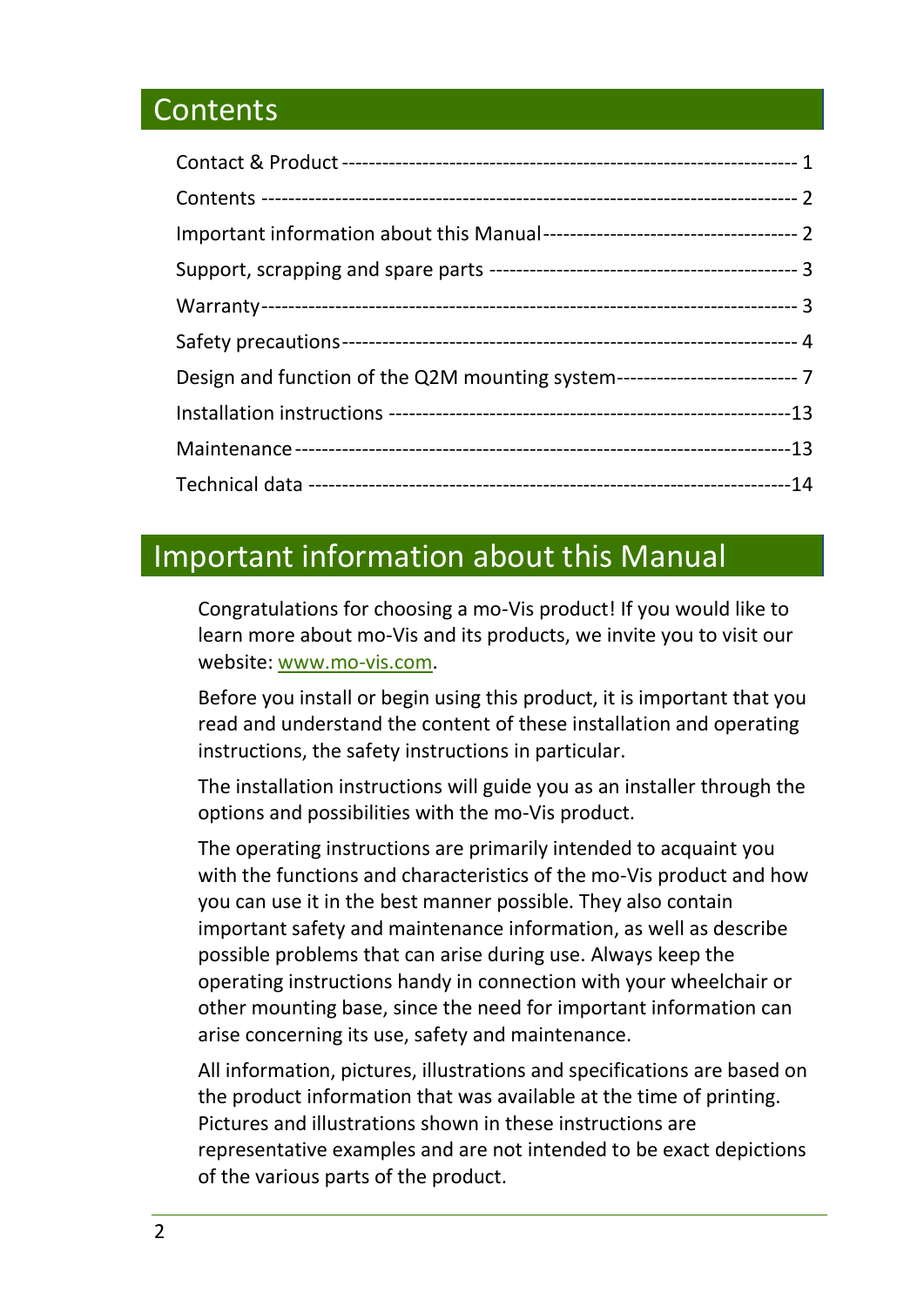## Contents

| Section | Page |
|---|---|
| Contact & Product | 1 |
| Contents | 2 |
| Important information about this Manual | 2 |
| Support, scrapping and spare parts | 3 |
| Warranty | 3 |
| Safety precautions | 4 |
| Design and function of the Q2M mounting system | 7 |
| Installation instructions | 13 |
| Maintenance | 13 |
| Technical data | 14 |

## Important information about this Manual

Congratulations for choosing a mo-Vis product! If you would like to learn more about mo-Vis and its products, we invite you to visit our website: www.mo-vis.com.

Before you install or begin using this product, it is important that you read and understand the content of these installation and operating instructions, the safety instructions in particular.

The installation instructions will guide you as an installer through the options and possibilities with the mo-Vis product.

The operating instructions are primarily intended to acquaint you with the functions and characteristics of the mo-Vis product and how you can use it in the best manner possible. They also contain important safety and maintenance information, as well as describe possible problems that can arise during use. Always keep the operating instructions handy in connection with your wheelchair or other mounting base, since the need for important information can arise concerning its use, safety and maintenance.

All information, pictures, illustrations and specifications are based on the product information that was available at the time of printing. Pictures and illustrations shown in these instructions are representative examples and are not intended to be exact depictions of the various parts of the product.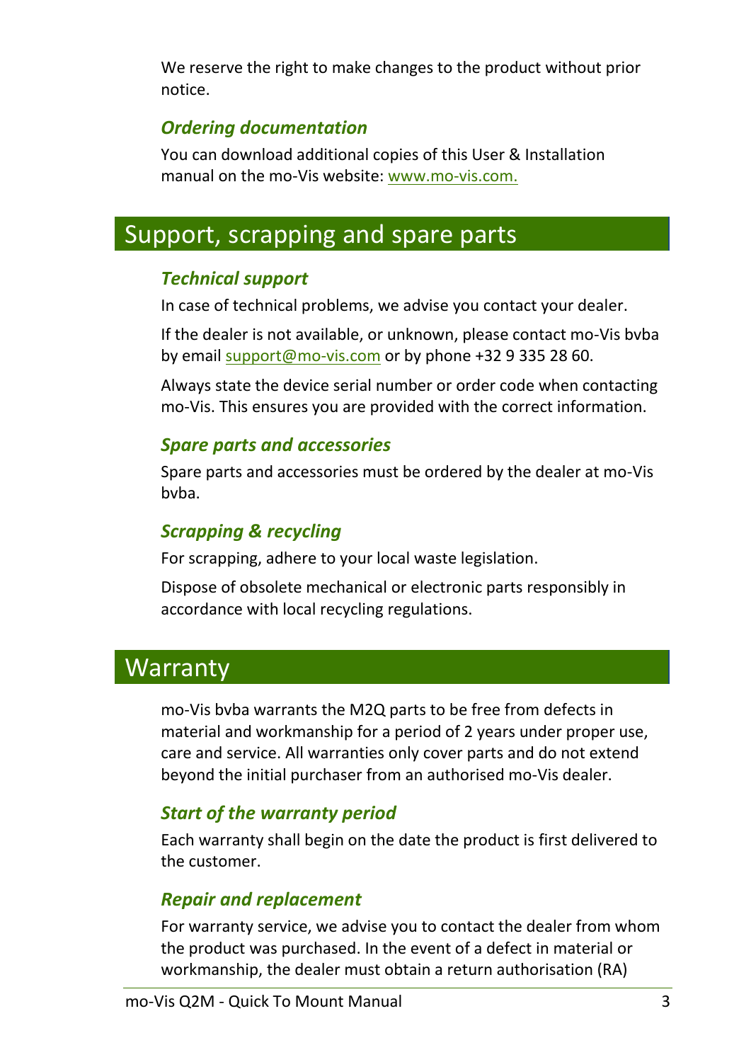We reserve the right to make changes to the product without prior notice.

### *Ordering documentation*

You can download additional copies of this User & Installation manual on the mo-Vis website: [www.mo-vis.com.](http://www.mo-vis.com)

## Support, scrapping and spare parts

### *Technical support*

In case of technical problems, we advise you contact your dealer.

If the dealer is not available, or unknown, please contact mo-Vis bvba by email [support@mo-vis.com](mailto:support@mo-vis.com) or by phone +32 9 335 28 60.

Always state the device serial number or order code when contacting mo-Vis. This ensures you are provided with the correct information.

### *Spare parts and accessories*

Spare parts and accessories must be ordered by the dealer at mo-Vis bvba.

### *Scrapping & recycling*

For scrapping, adhere to your local waste legislation.

Dispose of obsolete mechanical or electronic parts responsibly in accordance with local recycling regulations.

## Warranty

mo-Vis bvba warrants the M2Q parts to be free from defects in material and workmanship for a period of 2 years under proper use, care and service. All warranties only cover parts and do not extend beyond the initial purchaser from an authorised mo-Vis dealer.

### *Start of the warranty period*

Each warranty shall begin on the date the product is first delivered to the customer.

### *Repair and replacement*

For warranty service, we advise you to contact the dealer from whom the product was purchased. In the event of a defect in material or workmanship, the dealer must obtain a return authorisation (RA)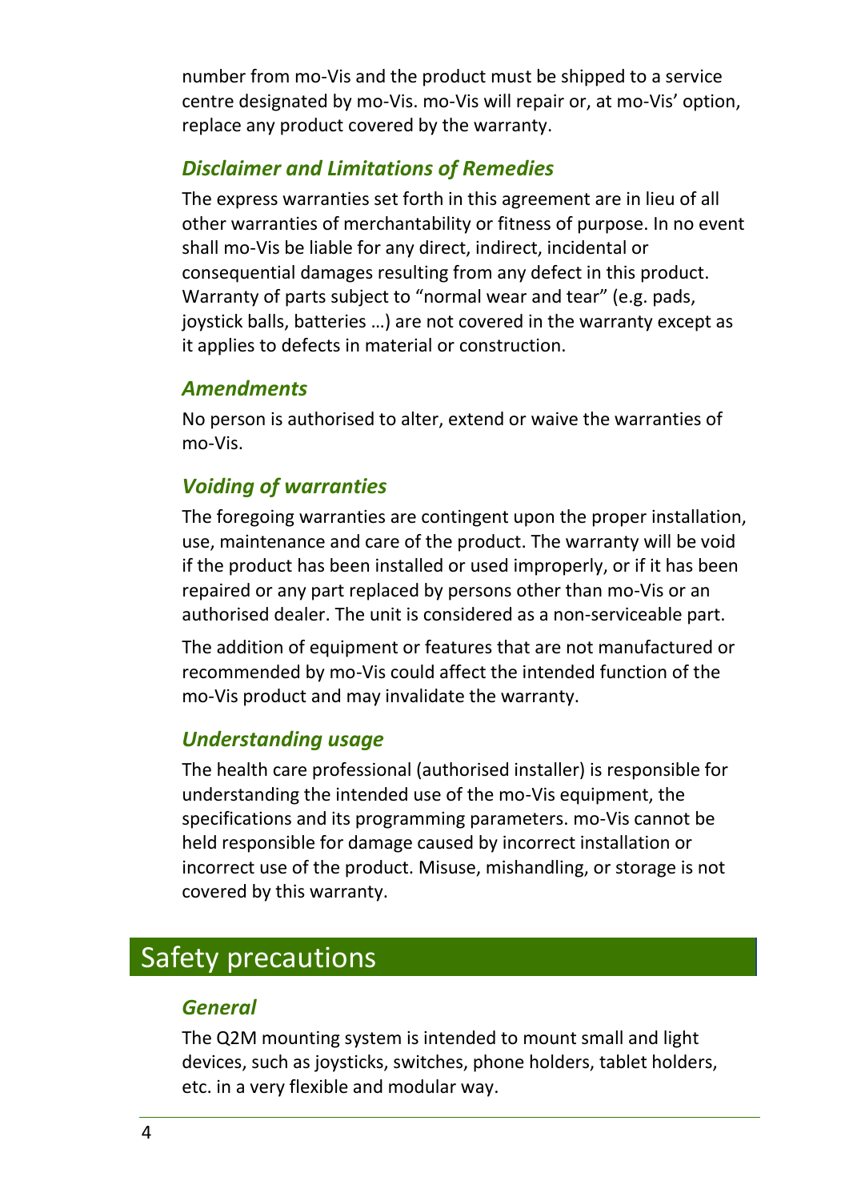number from mo-Vis and the product must be shipped to a service centre designated by mo-Vis. mo-Vis will repair or, at mo-Vis' option, replace any product covered by the warranty.

### *Disclaimer and Limitations of Remedies*

The express warranties set forth in this agreement are in lieu of all other warranties of merchantability or fitness of purpose. In no event shall mo-Vis be liable for any direct, indirect, incidental or consequential damages resulting from any defect in this product. Warranty of parts subject to "normal wear and tear" (e.g. pads, joystick balls, batteries …) are not covered in the warranty except as it applies to defects in material or construction.

### *Amendments*

No person is authorised to alter, extend or waive the warranties of mo-Vis.

### *Voiding of warranties*

The foregoing warranties are contingent upon the proper installation, use, maintenance and care of the product. The warranty will be void if the product has been installed or used improperly, or if it has been repaired or any part replaced by persons other than mo-Vis or an authorised dealer. The unit is considered as a non-serviceable part.

The addition of equipment or features that are not manufactured or recommended by mo-Vis could affect the intended function of the mo-Vis product and may invalidate the warranty.

### *Understanding usage*

The health care professional (authorised installer) is responsible for understanding the intended use of the mo-Vis equipment, the specifications and its programming parameters. mo-Vis cannot be held responsible for damage caused by incorrect installation or incorrect use of the product. Misuse, mishandling, or storage is not covered by this warranty.

## Safety precautions

### *General*

The Q2M mounting system is intended to mount small and light devices, such as joysticks, switches, phone holders, tablet holders, etc. in a very flexible and modular way.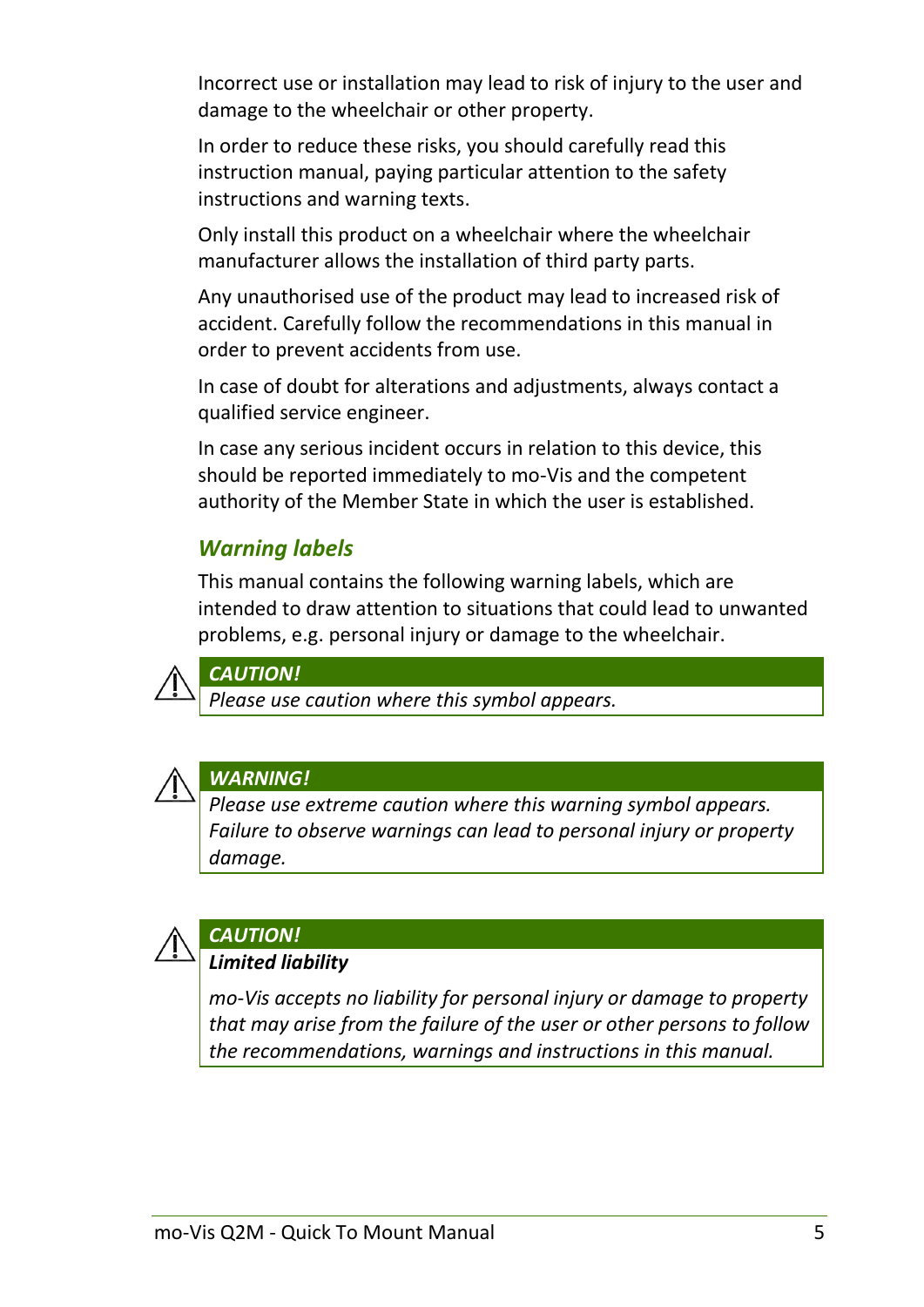Incorrect use or installation may lead to risk of injury to the user and damage to the wheelchair or other property.

In order to reduce these risks, you should carefully read this instruction manual, paying particular attention to the safety instructions and warning texts.

Only install this product on a wheelchair where the wheelchair manufacturer allows the installation of third party parts.

Any unauthorised use of the product may lead to increased risk of accident. Carefully follow the recommendations in this manual in order to prevent accidents from use.

In case of doubt for alterations and adjustments, always contact a qualified service engineer.

In case any serious incident occurs in relation to this device, this should be reported immediately to mo-Vis and the competent authority of the Member State in which the user is established.

### *Warning labels*

This manual contains the following warning labels, which are intended to draw attention to situations that could lead to unwanted problems, e.g. personal injury or damage to the wheelchair.

> ⚠ ***CAUTION!***
>
> *Please use caution where this symbol appears.*

> ⚠ ***WARNING!***
>
> *Please use extreme caution where this warning symbol appears. Failure to observe warnings can lead to personal injury or property damage.*

> ⚠ ***CAUTION!***
>
> ***Limited liability***
>
> *mo-Vis accepts no liability for personal injury or damage to property that may arise from the failure of the user or other persons to follow the recommendations, warnings and instructions in this manual.*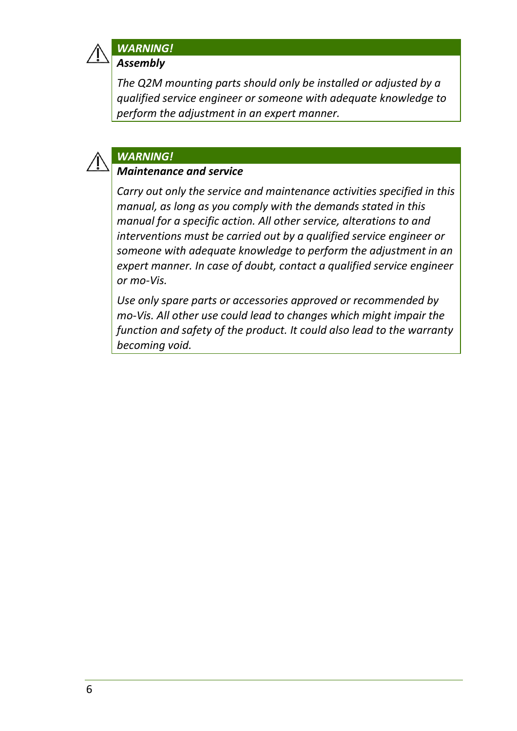***WARNING!***

***Assembly***

*The Q2M mounting parts should only be installed or adjusted by a qualified service engineer or someone with adequate knowledge to perform the adjustment in an expert manner.*

***WARNING!***

***Maintenance and service***

*Carry out only the service and maintenance activities specified in this manual, as long as you comply with the demands stated in this manual for a specific action. All other service, alterations to and interventions must be carried out by a qualified service engineer or someone with adequate knowledge to perform the adjustment in an expert manner. In case of doubt, contact a qualified service engineer or mo-Vis.*

*Use only spare parts or accessories approved or recommended by mo-Vis. All other use could lead to changes which might impair the function and safety of the product. It could also lead to the warranty becoming void.*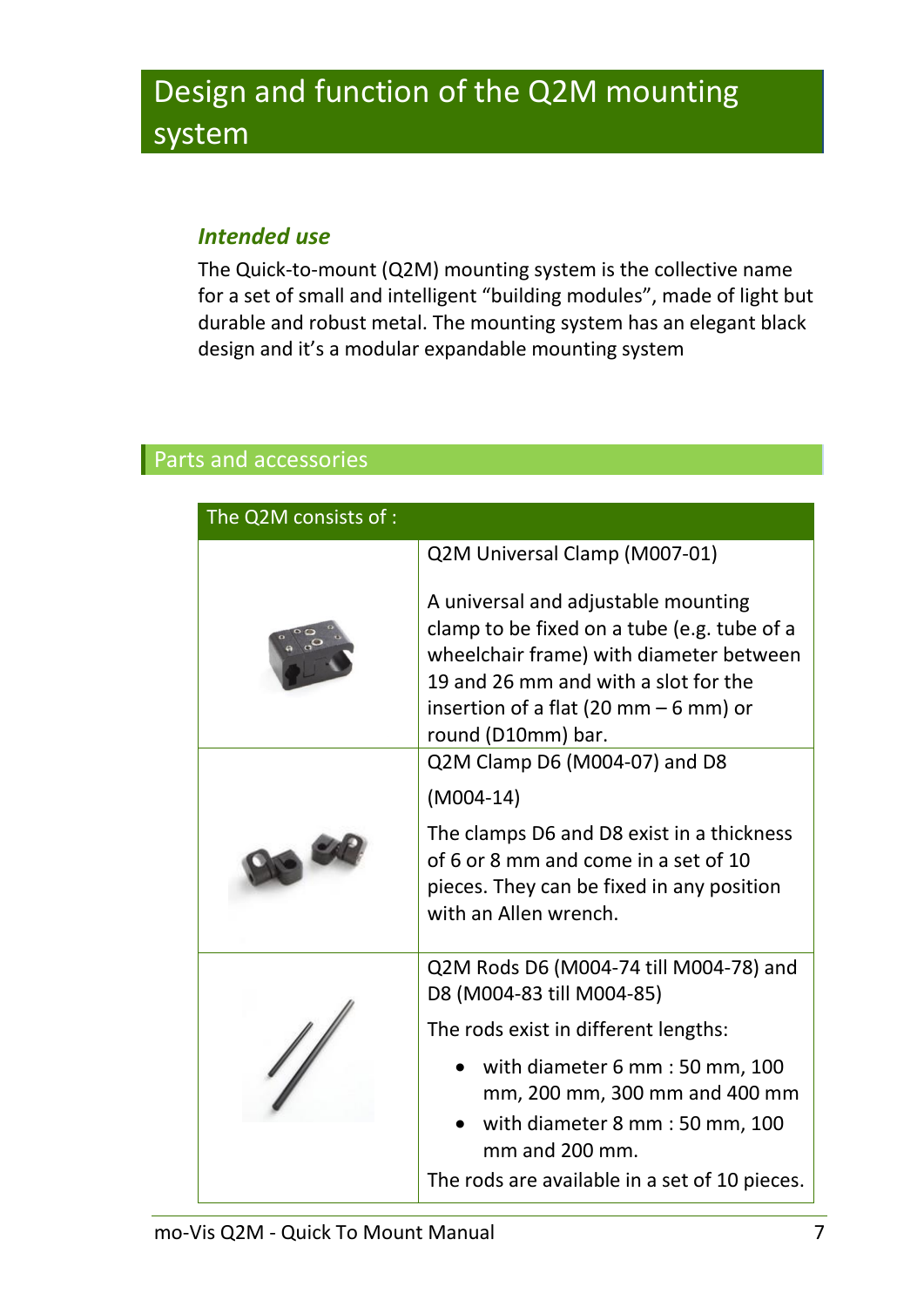# Design and function of the Q2M mounting system

### *Intended use*

The Quick-to-mount (Q2M) mounting system is the collective name for a set of small and intelligent "building modules", made of light but durable and robust metal. The mounting system has an elegant black design and it's a modular expandable mounting system

## Parts and accessories

| The Q2M consists of : | |
|---|---|
| | Q2M Universal Clamp (M007-01)<br><br>A universal and adjustable mounting clamp to be fixed on a tube (e.g. tube of a wheelchair frame) with diameter between 19 and 26 mm and with a slot for the insertion of a flat (20 mm – 6 mm) or round (D10mm) bar. |
| | Q2M Clamp D6 (M004-07) and D8 (M004-14)<br><br>The clamps D6 and D8 exist in a thickness of 6 or 8 mm and come in a set of 10 pieces. They can be fixed in any position with an Allen wrench. |
| | Q2M Rods D6 (M004-74 till M004-78) and D8 (M004-83 till M004-85)<br><br>The rods exist in different lengths:<br>• with diameter 6 mm : 50 mm, 100 mm, 200 mm, 300 mm and 400 mm<br>• with diameter 8 mm : 50 mm, 100 mm and 200 mm.<br><br>The rods are available in a set of 10 pieces. |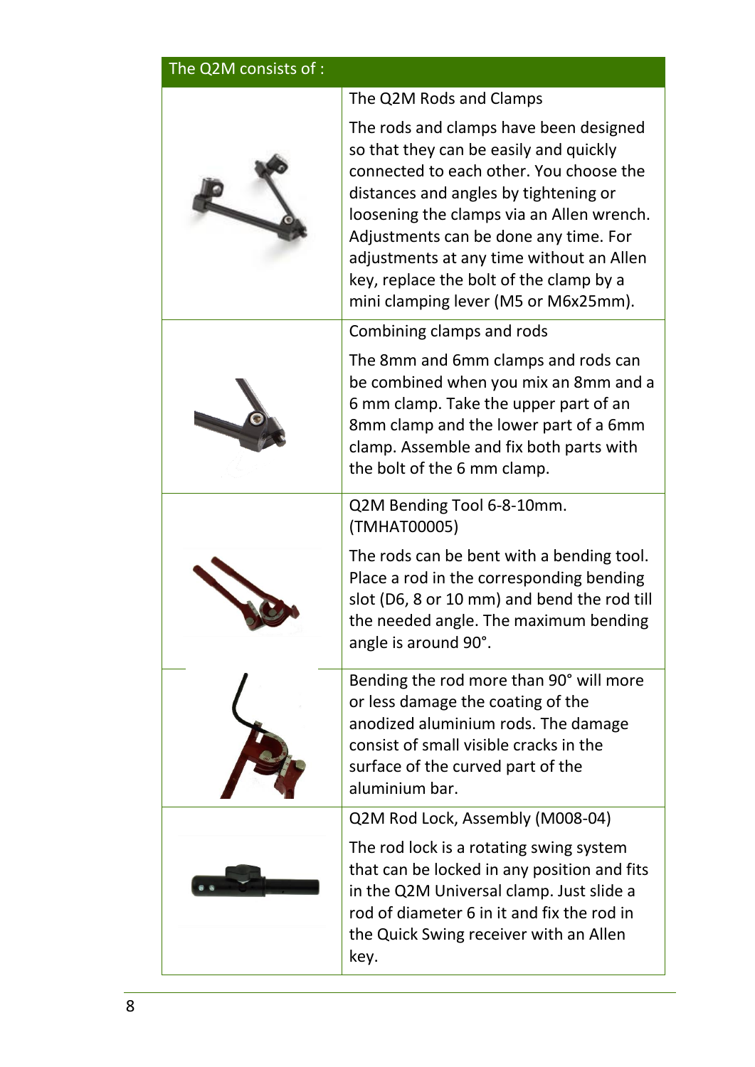| The Q2M consists of : | |
|---|---|
| | The Q2M Rods and Clamps<br><br>The rods and clamps have been designed so that they can be easily and quickly connected to each other. You choose the distances and angles by tightening or loosening the clamps via an Allen wrench. Adjustments can be done any time. For adjustments at any time without an Allen key, replace the bolt of the clamp by a mini clamping lever (M5 or M6x25mm). |
| | Combining clamps and rods<br><br>The 8mm and 6mm clamps and rods can be combined when you mix an 8mm and a 6 mm clamp. Take the upper part of an 8mm clamp and the lower part of a 6mm clamp. Assemble and fix both parts with the bolt of the 6 mm clamp. |
| | Q2M Bending Tool 6-8-10mm. (TMHAT00005)<br><br>The rods can be bent with a bending tool. Place a rod in the corresponding bending slot (D6, 8 or 10 mm) and bend the rod till the needed angle. The maximum bending angle is around 90°. |
| | Bending the rod more than 90° will more or less damage the coating of the anodized aluminium rods. The damage consist of small visible cracks in the surface of the curved part of the aluminium bar. |
| | Q2M Rod Lock, Assembly (M008-04)<br><br>The rod lock is a rotating swing system that can be locked in any position and fits in the Q2M Universal clamp. Just slide a rod of diameter 6 in it and fix the rod in the Quick Swing receiver with an Allen key. |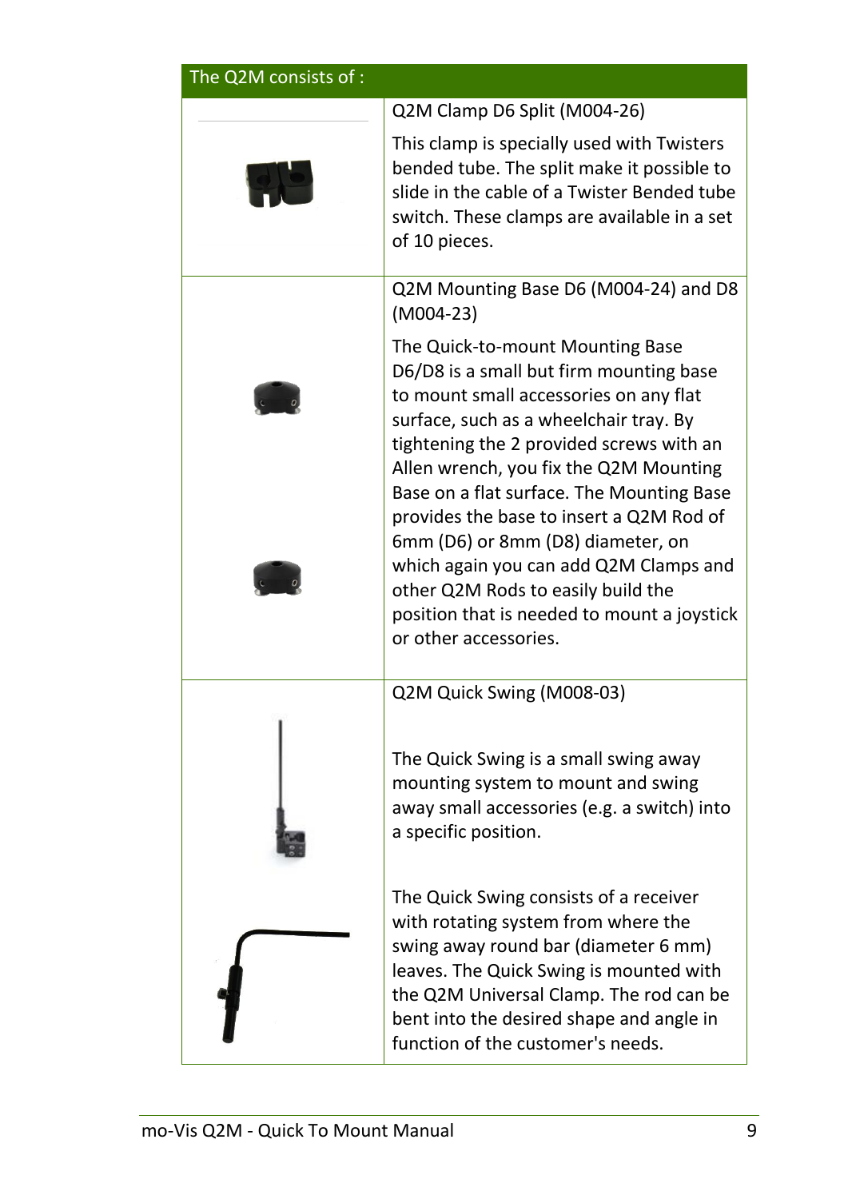| The Q2M consists of : | |
|---|---|
| | Q2M Clamp D6 Split (M004-26)<br><br>This clamp is specially used with Twisters bended tube. The split make it possible to slide in the cable of a Twister Bended tube switch. These clamps are available in a set of 10 pieces. |
| | Q2M Mounting Base D6 (M004-24) and D8 (M004-23)<br><br>The Quick-to-mount Mounting Base D6/D8 is a small but firm mounting base to mount small accessories on any flat surface, such as a wheelchair tray. By tightening the 2 provided screws with an Allen wrench, you fix the Q2M Mounting Base on a flat surface. The Mounting Base provides the base to insert a Q2M Rod of 6mm (D6) or 8mm (D8) diameter, on which again you can add Q2M Clamps and other Q2M Rods to easily build the position that is needed to mount a joystick or other accessories. |
| | Q2M Quick Swing (M008-03)<br><br>The Quick Swing is a small swing away mounting system to mount and swing away small accessories (e.g. a switch) into a specific position.<br><br>The Quick Swing consists of a receiver with rotating system from where the swing away round bar (diameter 6 mm) leaves. The Quick Swing is mounted with the Q2M Universal Clamp. The rod can be bent into the desired shape and angle in function of the customer's needs. |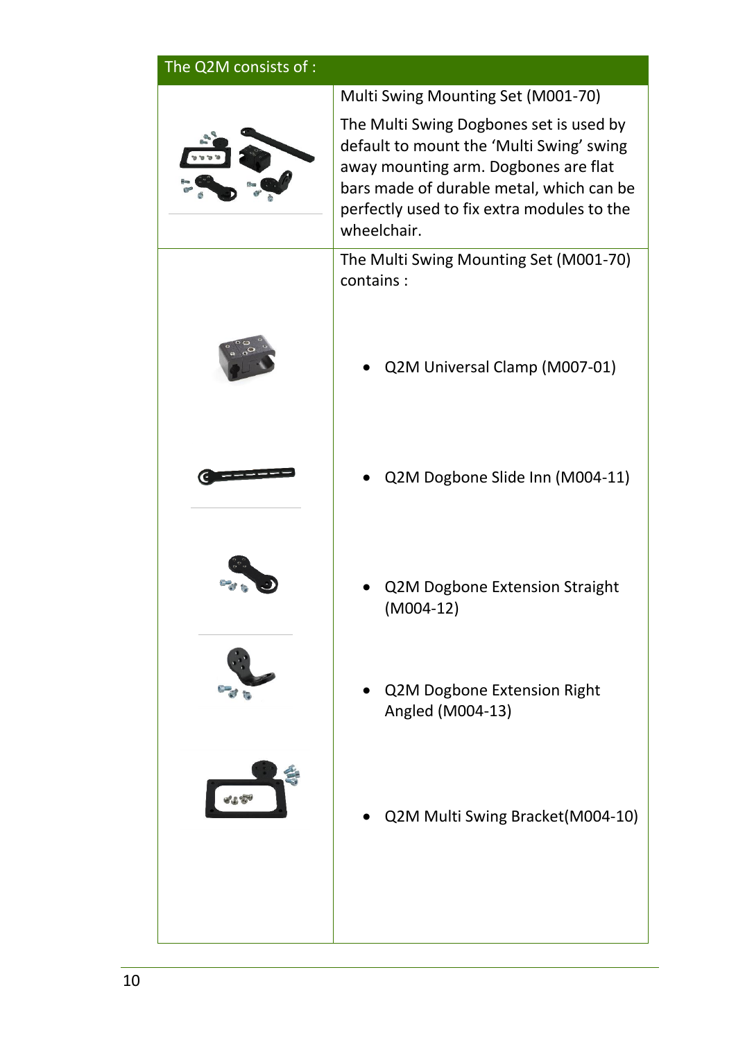| The Q2M consists of : | |
|---|---|
| | Multi Swing Mounting Set (M001-70)<br><br>The Multi Swing Dogbones set is used by default to mount the 'Multi Swing' swing away mounting arm. Dogbones are flat bars made of durable metal, which can be perfectly used to fix extra modules to the wheelchair. |
| | The Multi Swing Mounting Set (M001-70) contains :<br><br>• Q2M Universal Clamp (M007-01)<br><br>• Q2M Dogbone Slide Inn (M004-11)<br><br>• Q2M Dogbone Extension Straight (M004-12)<br><br>• Q2M Dogbone Extension Right Angled (M004-13)<br><br>• Q2M Multi Swing Bracket(M004-10) |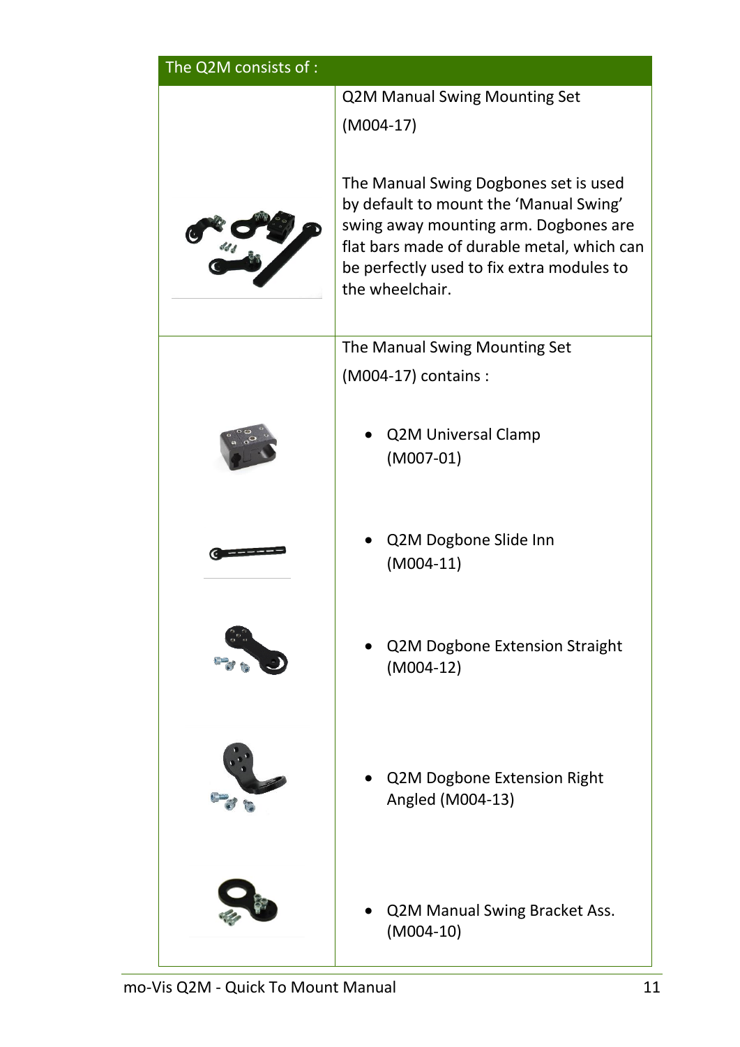| The Q2M consists of : | |
|---|---|
| | Q2M Manual Swing Mounting Set<br><br>(M004-17)<br><br>The Manual Swing Dogbones set is used by default to mount the 'Manual Swing' swing away mounting arm. Dogbones are flat bars made of durable metal, which can be perfectly used to fix extra modules to the wheelchair. |
| | The Manual Swing Mounting Set<br><br>(M004-17) contains :<br><br>• Q2M Universal Clamp (M007-01)<br><br>• Q2M Dogbone Slide Inn (M004-11)<br><br>• Q2M Dogbone Extension Straight (M004-12)<br><br>• Q2M Dogbone Extension Right Angled (M004-13)<br><br>• Q2M Manual Swing Bracket Ass. (M004-10) |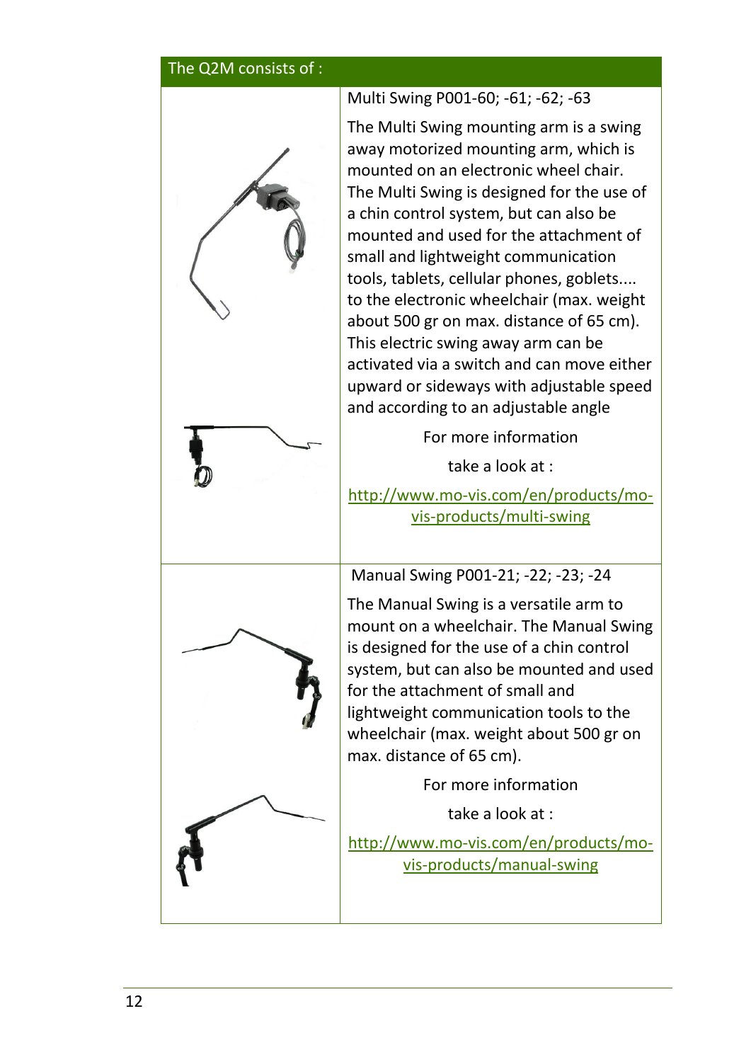| The Q2M consists of : | |
|---|---|
| | Multi Swing P001-60; -61; -62; -63<br><br>The Multi Swing mounting arm is a swing away motorized mounting arm, which is mounted on an electronic wheel chair. The Multi Swing is designed for the use of a chin control system, but can also be mounted and used for the attachment of small and lightweight communication tools, tablets, cellular phones, goblets.... to the electronic wheelchair (max. weight about 500 gr on max. distance of 65 cm). This electric swing away arm can be activated via a switch and can move either upward or sideways with adjustable speed and according to an adjustable angle<br><br>For more information<br><br>take a look at :<br><br>http://www.mo-vis.com/en/products/mo-vis-products/multi-swing |
| | Manual Swing P001-21; -22; -23; -24<br><br>The Manual Swing is a versatile arm to mount on a wheelchair. The Manual Swing is designed for the use of a chin control system, but can also be mounted and used for the attachment of small and lightweight communication tools to the wheelchair (max. weight about 500 gr on max. distance of 65 cm).<br><br>For more information<br><br>take a look at :<br><br>http://www.mo-vis.com/en/products/mo-vis-products/manual-swing |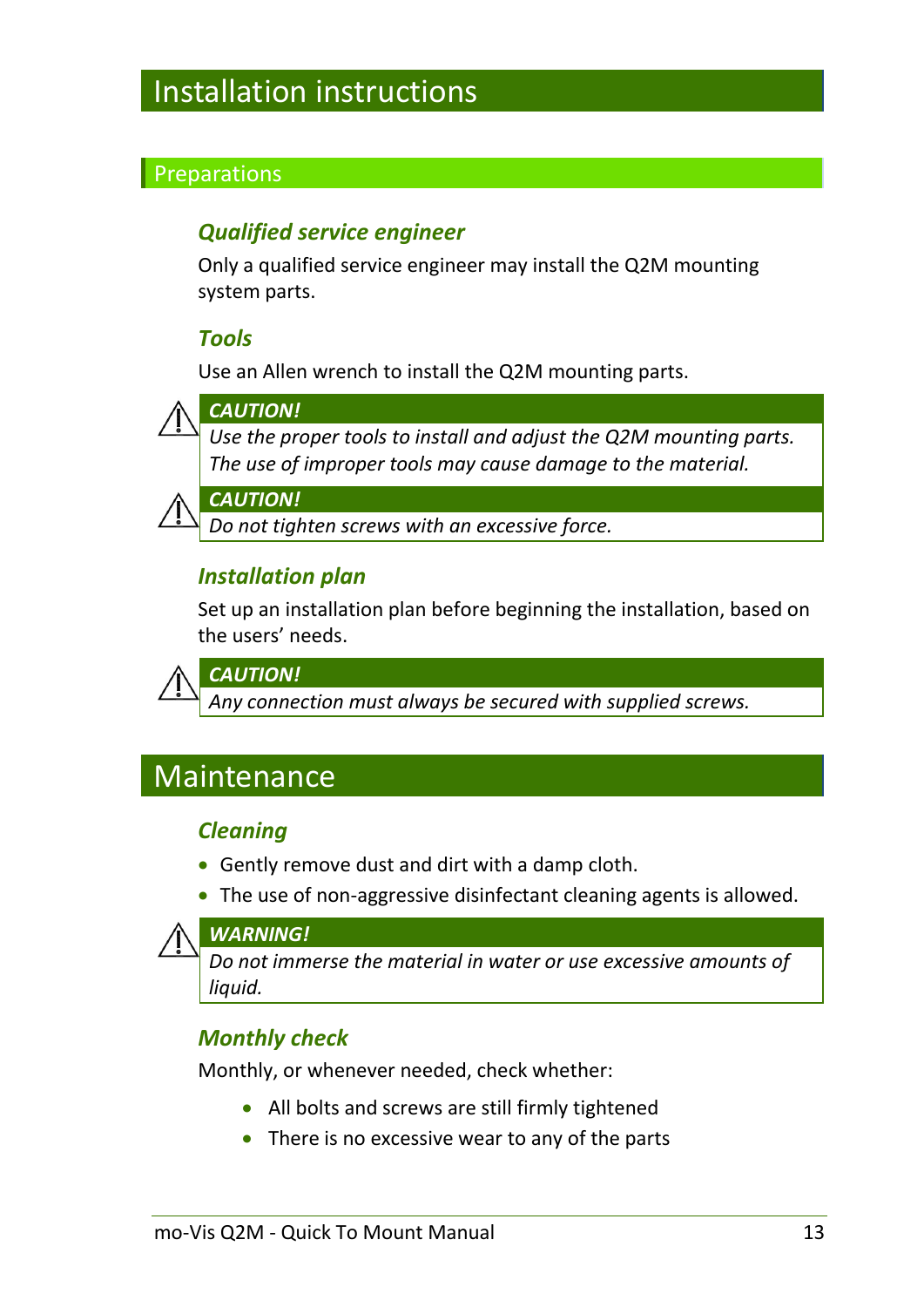# Installation instructions

## Preparations

### *Qualified service engineer*

Only a qualified service engineer may install the Q2M mounting system parts.

### *Tools*

Use an Allen wrench to install the Q2M mounting parts.

> ***CAUTION!***
> *Use the proper tools to install and adjust the Q2M mounting parts. The use of improper tools may cause damage to the material.*

> ***CAUTION!***
> *Do not tighten screws with an excessive force.*

### *Installation plan*

Set up an installation plan before beginning the installation, based on the users' needs.

> ***CAUTION!***
> *Any connection must always be secured with supplied screws.*

# Maintenance

### *Cleaning*

- Gently remove dust and dirt with a damp cloth.
- The use of non-aggressive disinfectant cleaning agents is allowed.

> ***WARNING!***
> *Do not immerse the material in water or use excessive amounts of liquid.*

### *Monthly check*

Monthly, or whenever needed, check whether:

- All bolts and screws are still firmly tightened
- There is no excessive wear to any of the parts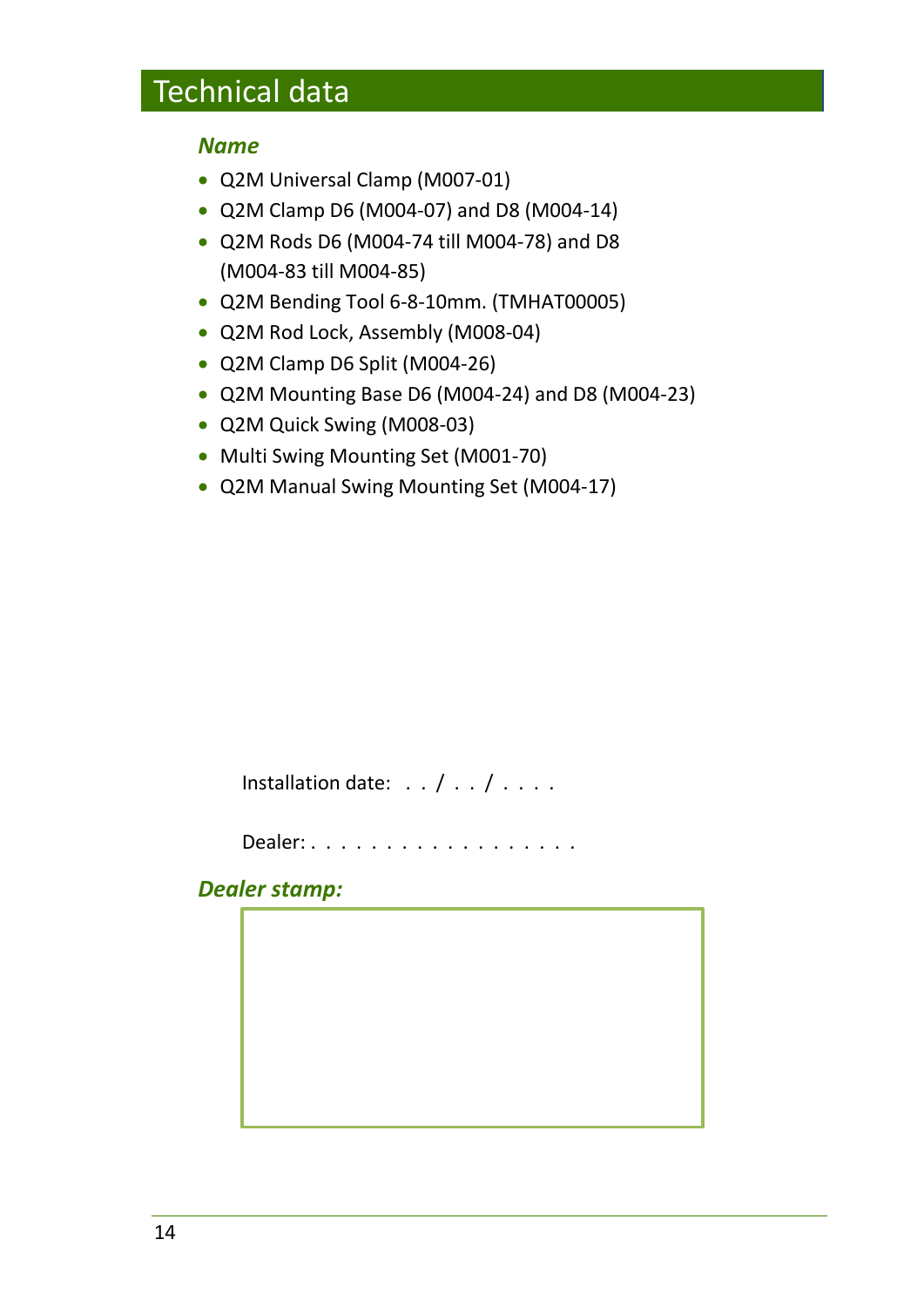# Technical data

### *Name*

- Q2M Universal Clamp (M007-01)
- Q2M Clamp D6 (M004-07) and D8 (M004-14)
- Q2M Rods D6 (M004-74 till M004-78) and D8 (M004-83 till M004-85)
- Q2M Bending Tool 6-8-10mm. (TMHAT00005)
- Q2M Rod Lock, Assembly (M008-04)
- Q2M Clamp D6 Split (M004-26)
- Q2M Mounting Base D6 (M004-24) and D8 (M004-23)
- Q2M Quick Swing (M008-03)
- Multi Swing Mounting Set (M001-70)
- Q2M Manual Swing Mounting Set (M004-17)

Installation date: . . / . . / . . . .

Dealer: . . . . . . . . . . . . . . . . . .

### *Dealer stamp:*